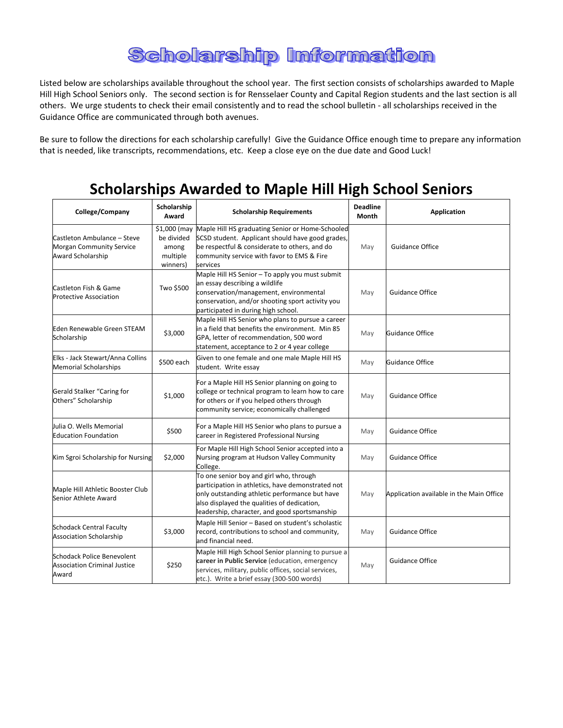# Scholarship Information

Listed below are scholarships available throughout the school year. The first section consists of scholarships awarded to Maple Hill High School Seniors only. The second section is for Rensselaer County and Capital Region students and the last section is all others. We urge students to check their email consistently and to read the school bulletin - all scholarships received in the Guidance Office are communicated through both avenues.

Be sure to follow the directions for each scholarship carefully! Give the Guidance Office enough time to prepare any information that is needed, like transcripts, recommendations, etc. Keep a close eye on the due date and Good Luck!

## Scholarships Awarded to Maple Hill High School Seniors

| College/Company | Scholarship Award | Scholarship Requirements | Deadline Month | Application |
|---|---|---|---|---|
| Castleton Ambulance – Steve Morgan Community Service Award Scholarship | $1,000 (may be divided among multiple winners) | Maple Hill HS graduating Senior or Home-Schooled SCSD student. Applicant should have good grades, be respectful & considerate to others, and do community service with favor to EMS & Fire services | May | Guidance Office |
| Castleton Fish & Game Protective Association | Two $500 | Maple Hill HS Senior – To apply you must submit an essay describing a wildlife conservation/management, environmental conservation, and/or shooting sport activity you participated in during high school. | May | Guidance Office |
| Eden Renewable Green STEAM Scholarship | $3,000 | Maple Hill HS Senior who plans to pursue a career in a field that benefits the environment. Min 85 GPA, letter of recommendation, 500 word statement, acceptance to 2 or 4 year college | May | Guidance Office |
| Elks - Jack Stewart/Anna Collins Memorial Scholarships | $500 each | Given to one female and one male Maple Hill HS student. Write essay | May | Guidance Office |
| Gerald Stalker "Caring for Others" Scholarship | $1,000 | For a Maple Hill HS Senior planning on going to college or technical program to learn how to care for others or if you helped others through community service; economically challenged | May | Guidance Office |
| Julia O. Wells Memorial Education Foundation | $500 | For a Maple Hill HS Senior who plans to pursue a career in Registered Professional Nursing | May | Guidance Office |
| Kim Sgroi Scholarship for Nursing | $2,000 | For Maple Hill High School Senior accepted into a Nursing program at Hudson Valley Community College. | May | Guidance Office |
| Maple Hill Athletic Booster Club Senior Athlete Award | | To one senior boy and girl who, through participation in athletics, have demonstrated not only outstanding athletic performance but have also displayed the qualities of dedication, leadership, character, and good sportsmanship | May | Application available in the Main Office |
| Schodack Central Faculty Association Scholarship | $3,000 | Maple Hill Senior – Based on student's scholastic record, contributions to school and community, and financial need. | May | Guidance Office |
| Schodack Police Benevolent Association Criminal Justice Award | $250 | Maple Hill High School Senior planning to pursue a **career in Public Service** (education, emergency services, military, public offices, social services, etc.). Write a brief essay (300-500 words) | May | Guidance Office |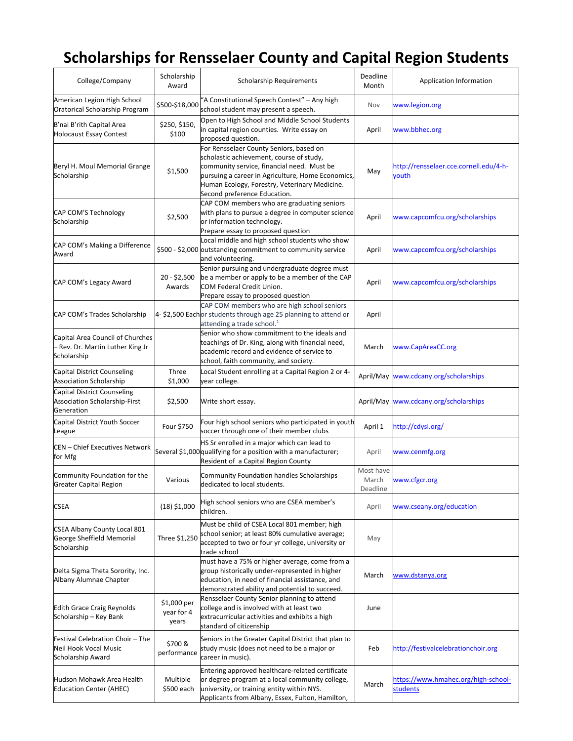# Scholarships for Rensselaer County and Capital Region Students

| College/Company | Scholarship Award | Scholarship Requirements | Deadline Month | Application Information |
|---|---|---|---|---|
| American Legion High School Oratorical Scholarship Program | $500-$18,000 | "A Constitutional Speech Contest" – Any high school student may present a speech. | Nov | www.legion.org |
| B'nai B'rith Capital Area Holocaust Essay Contest | $250, $150, $100 | Open to High School and Middle School Students in capital region counties. Write essay on proposed question. | April | www.bbhec.org |
| Beryl H. Moul Memorial Grange Scholarship | $1,500 | For Rensselaer County Seniors, based on scholastic achievement, course of study, community service, financial need. Must be pursuing a career in Agriculture, Home Economics, Human Ecology, Forestry, Veterinary Medicine. Second preference Education. | May | http://rensselaer.cce.cornell.edu/4-h-youth |
| CAP COM'S Technology Scholarship | $2,500 | CAP COM members who are graduating seniors with plans to pursue a degree in computer science or information technology. Prepare essay to proposed question | April | www.capcomfcu.org/scholarships |
| CAP COM's Making a Difference Award | $500 - $2,000 | Local middle and high school students who show outstanding commitment to community service and volunteering. | April | www.capcomfcu.org/scholarships |
| CAP COM's Legacy Award | 20 - $2,500 Awards | Senior pursuing and undergraduate degree must be a member or apply to be a member of the CAP COM Federal Credit Union. Prepare essay to proposed question | April | www.capcomfcu.org/scholarships |
| CAP COM's Trades Scholarship | 4- $2,500 Each | CAP COM members who are high school seniors or students through age 25 planning to attend or attending a trade school.[1] | April | |
| Capital Area Council of Churches – Rev. Dr. Martin Luther King Jr Scholarship | | Senior who show commitment to the ideals and teachings of Dr. King, along with financial need, academic record and evidence of service to school, faith community, and society. | March | www.CapAreaCC.org |
| Capital District Counseling Association Scholarship | Three $1,000 | Local Student enrolling at a Capital Region 2 or 4-year college. | April/May | www.cdcany.org/scholarships |
| Capital District Counseling Association Scholarship-First Generation | $2,500 | Write short essay. | April/May | www.cdcany.org/scholarships |
| Capital District Youth Soccer League | Four $750 | Four high school seniors who participated in youth soccer through one of their member clubs | April 1 | http://cdysl.org/ |
| CEN – Chief Executives Network for Mfg | Several $1,000 | HS Sr enrolled in a major which can lead to qualifying for a position with a manufacturer; Resident of a Capital Region County | April | www.cenmfg.org |
| Community Foundation for the Greater Capital Region | Various | Community Foundation handles Scholarships dedicated to local students. | Most have March Deadline | www.cfgcr.org |
| CSEA | (18) $1,000 | High school seniors who are CSEA member's children. | April | www.cseany.org/education |
| CSEA Albany County Local 801 George Sheffield Memorial Scholarship | Three $1,250 | Must be child of CSEA Local 801 member; high school senior; at least 80% cumulative average; accepted to two or four yr college, university or trade school | May | |
| Delta Sigma Theta Sorority, Inc. Albany Alumnae Chapter | | must have a 75% or higher average, come from a group historically under-represented in higher education, in need of financial assistance, and demonstrated ability and potential to succeed. | March | www.dstanya.org |
| Edith Grace Craig Reynolds Scholarship – Key Bank | $1,000 per year for 4 years | Rensselaer County Senior planning to attend college and is involved with at least two extracurricular activities and exhibits a high standard of citizenship | June | |
| Festival Celebration Choir – The Neil Hook Vocal Music Scholarship Award | $700 & performance | Seniors in the Greater Capital District that plan to study music (does not need to be a major or career in music). | Feb | http://festivalcelebrationchoir.org |
| Hudson Mohawk Area Health Education Center (AHEC) | Multiple $500 each | Entering approved healthcare-related certificate or degree program at a local community college, university, or training entity within NYS. Applicants from Albany, Essex, Fulton, Hamilton, | March | https://www.hmahec.org/high-school-students |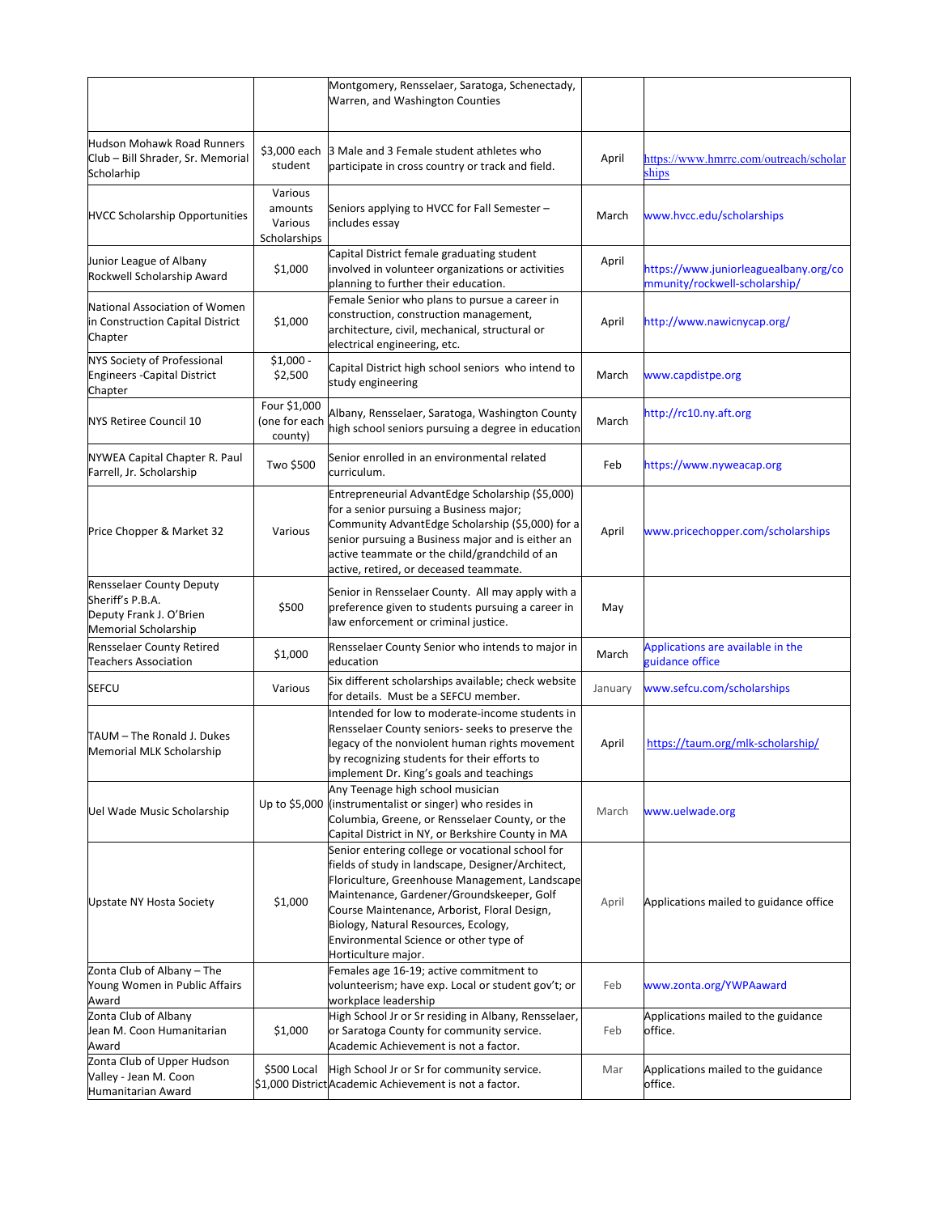| | | | | |
|---|---|---|---|---|
| | | Montgomery, Rensselaer, Saratoga, Schenectady, Warren, and Washington Counties | | |
| Hudson Mohawk Road Runners Club – Bill Shrader, Sr. Memorial Scholarship | $3,000 each student | 3 Male and 3 Female student athletes who participate in cross country or track and field. | April | https://www.hmrrc.com/outreach/scholarships |
| HVCC Scholarship Opportunities | Various amounts Various Scholarships | Seniors applying to HVCC for Fall Semester – includes essay | March | www.hvcc.edu/scholarships |
| Junior League of Albany Rockwell Scholarship Award | $1,000 | Capital District female graduating student involved in volunteer organizations or activities planning to further their education. | April | https://www.juniorleaguealbany.org/community/rockwell-scholarship/ |
| National Association of Women in Construction Capital District Chapter | $1,000 | Female Senior who plans to pursue a career in construction, construction management, architecture, civil, mechanical, structural or electrical engineering, etc. | April | http://www.nawicnycap.org/ |
| NYS Society of Professional Engineers -Capital District Chapter | $1,000 - $2,500 | Capital District high school seniors who intend to study engineering | March | www.capdistpe.org |
| NYS Retiree Council 10 | Four $1,000 (one for each county) | Albany, Rensselaer, Saratoga, Washington County high school seniors pursuing a degree in education | March | http://rc10.ny.aft.org |
| NYWEA Capital Chapter R. Paul Farrell, Jr. Scholarship | Two $500 | Senior enrolled in an environmental related curriculum. | Feb | https://www.nyweacap.org |
| Price Chopper & Market 32 | Various | Entrepreneurial AdvantEdge Scholarship ($5,000) for a senior pursuing a Business major; Community AdvantEdge Scholarship ($5,000) for a senior pursuing a Business major and is either an active teammate or the child/grandchild of an active, retired, or deceased teammate. | April | www.pricechopper.com/scholarships |
| Rensselaer County Deputy Sheriff's P.B.A. Deputy Frank J. O'Brien Memorial Scholarship | $500 | Senior in Rensselaer County. All may apply with a preference given to students pursuing a career in law enforcement or criminal justice. | May | |
| Rensselaer County Retired Teachers Association | $1,000 | Rensselaer County Senior who intends to major in education | March | Applications are available in the guidance office |
| SEFCU | Various | Six different scholarships available; check website for details. Must be a SEFCU member. | January | www.sefcu.com/scholarships |
| TAUM – The Ronald J. Dukes Memorial MLK Scholarship | | Intended for low to moderate-income students in Rensselaer County seniors- seeks to preserve the legacy of the nonviolent human rights movement by recognizing students for their efforts to implement Dr. King's goals and teachings | April | https://taum.org/mlk-scholarship/ |
| Uel Wade Music Scholarship | Up to $5,000 | Any Teenage high school musician (instrumentalist or singer) who resides in Columbia, Greene, or Rensselaer County, or the Capital District in NY, or Berkshire County in MA | March | www.uelwade.org |
| Upstate NY Hosta Society | $1,000 | Senior entering college or vocational school for fields of study in landscape, Designer/Architect, Floriculture, Greenhouse Management, Landscape Maintenance, Gardener/Groundskeeper, Golf Course Maintenance, Arborist, Floral Design, Biology, Natural Resources, Ecology, Environmental Science or other type of Horticulture major. | April | Applications mailed to guidance office |
| Zonta Club of Albany – The Young Women in Public Affairs Award | | Females age 16-19; active commitment to volunteerism; have exp. Local or student gov't; or workplace leadership | Feb | www.zonta.org/YWPAaward |
| Zonta Club of Albany Jean M. Coon Humanitarian Award | $1,000 | High School Jr or Sr residing in Albany, Rensselaer, or Saratoga County for community service. Academic Achievement is not a factor. | Feb | Applications mailed to the guidance office. |
| Zonta Club of Upper Hudson Valley - Jean M. Coon Humanitarian Award | $500 Local $1,000 District | High School Jr or Sr for community service. Academic Achievement is not a factor. | Mar | Applications mailed to the guidance office. |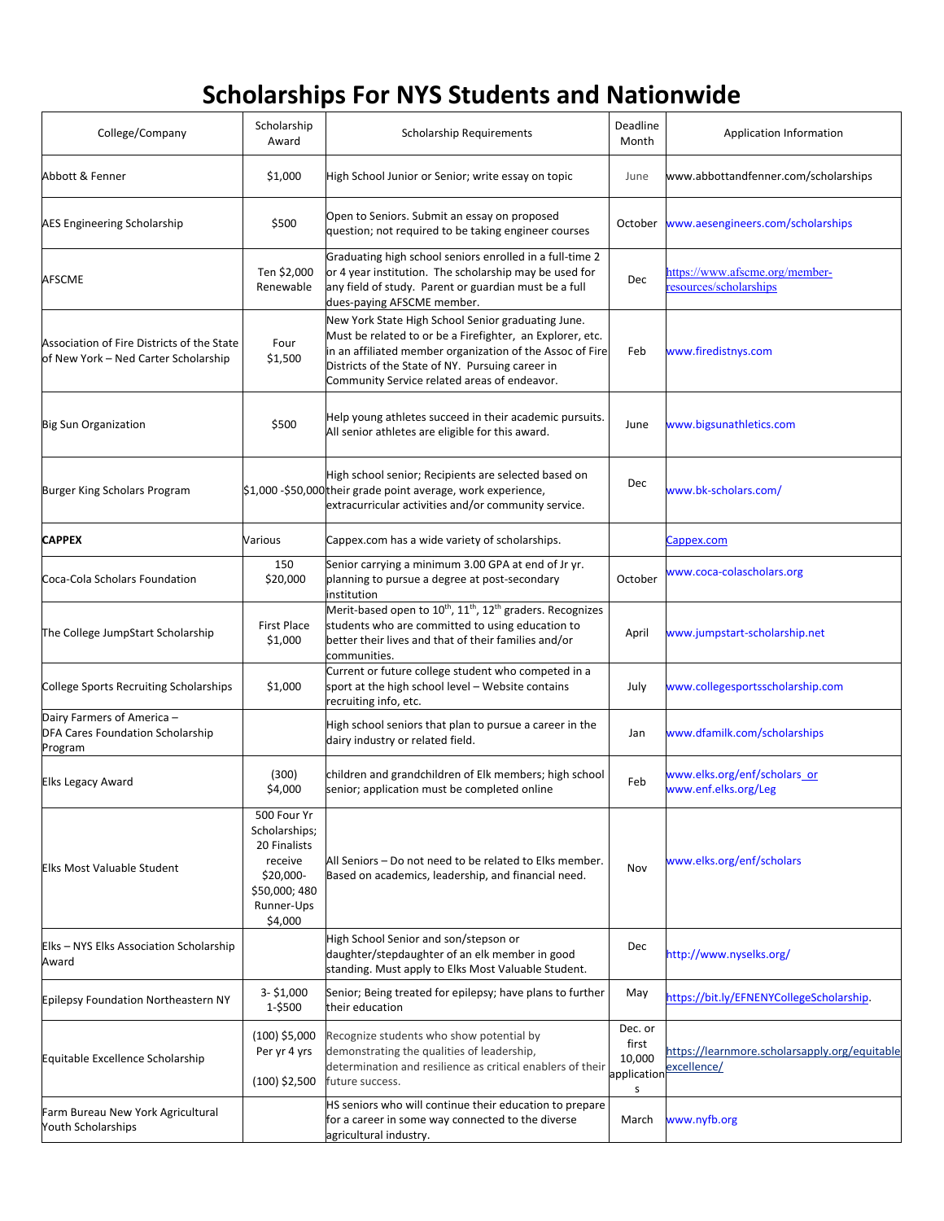# Scholarships For NYS Students and Nationwide

| College/Company | Scholarship Award | Scholarship Requirements | Deadline Month | Application Information |
|---|---|---|---|---|
| Abbott & Fenner | $1,000 | High School Junior or Senior; write essay on topic | June | www.abbottandfenner.com/scholarships |
| AES Engineering Scholarship | $500 | Open to Seniors. Submit an essay on proposed question; not required to be taking engineer courses | October | www.aesengineers.com/scholarships |
| AFSCME | Ten $2,000 Renewable | Graduating high school seniors enrolled in a full-time 2 or 4 year institution. The scholarship may be used for any field of study. Parent or guardian must be a full dues-paying AFSCME member. | Dec | https://www.afscme.org/member-resources/scholarships |
| Association of Fire Districts of the State of New York – Ned Carter Scholarship | Four $1,500 | New York State High School Senior graduating June. Must be related to or be a Firefighter, an Explorer, etc. in an affiliated member organization of the Assoc of Fire Districts of the State of NY. Pursuing career in Community Service related areas of endeavor. | Feb | www.firedistnys.com |
| Big Sun Organization | $500 | Help young athletes succeed in their academic pursuits. All senior athletes are eligible for this award. | June | www.bigsunathletics.com |
| Burger King Scholars Program | $1,000 -$50,000 | High school senior; Recipients are selected based on their grade point average, work experience, extracurricular activities and/or community service. | Dec | www.bk-scholars.com/ |
| **CAPPEX** | Various | Cappex.com has a wide variety of scholarships. | | Cappex.com |
| Coca-Cola Scholars Foundation | 150 $20,000 | Senior carrying a minimum 3.00 GPA at end of Jr yr. planning to pursue a degree at post-secondary institution | October | www.coca-colascholars.org |
| The College JumpStart Scholarship | First Place $1,000 | Merit-based open to 10th, 11th, 12th graders. Recognizes students who are committed to using education to better their lives and that of their families and/or communities. | April | www.jumpstart-scholarship.net |
| College Sports Recruiting Scholarships | $1,000 | Current or future college student who competed in a sport at the high school level – Website contains recruiting info, etc. | July | www.collegesportsscholarship.com |
| Dairy Farmers of America – DFA Cares Foundation Scholarship Program | | High school seniors that plan to pursue a career in the dairy industry or related field. | Jan | www.dfamilk.com/scholarships |
| Elks Legacy Award | (300) $4,000 | children and grandchildren of Elk members; high school senior; application must be completed online | Feb | www.elks.org/enf/scholars or www.enf.elks.org/Leg |
| Elks Most Valuable Student | 500 Four Yr Scholarships; 20 Finalists receive $20,000-$50,000; 480 Runner-Ups $4,000 | All Seniors – Do not need to be related to Elks member. Based on academics, leadership, and financial need. | Nov | www.elks.org/enf/scholars |
| Elks – NYS Elks Association Scholarship Award | | High School Senior and son/stepson or daughter/stepdaughter of an elk member in good standing. Must apply to Elks Most Valuable Student. | Dec | http://www.nyselks.org/ |
| Epilepsy Foundation Northeastern NY | 3- $1,000 1-$500 | Senior; Being treated for epilepsy; have plans to further their education | May | https://bit.ly/EFNENYCollegeScholarship. |
| Equitable Excellence Scholarship | (100) $5,000 Per yr 4 yrs (100) $2,500 | Recognize students who show potential by demonstrating the qualities of leadership, determination and resilience as critical enablers of their future success. | Dec. or first 10,000 applications | https://learnmore.scholarsapply.org/equitableexcellence/ |
| Farm Bureau New York Agricultural Youth Scholarships | | HS seniors who will continue their education to prepare for a career in some way connected to the diverse agricultural industry. | March | www.nyfb.org |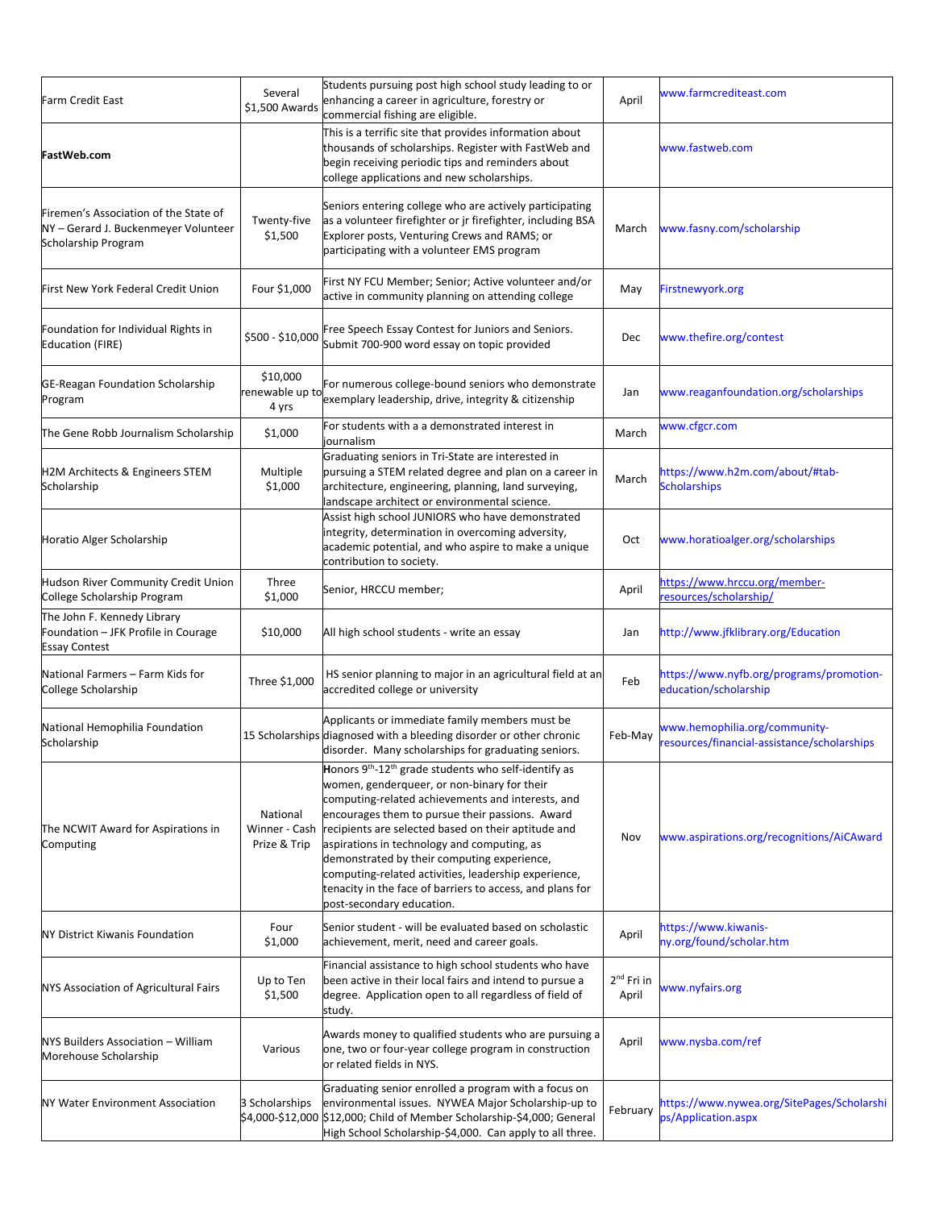| | | | | |
|---|---|---|---|---|
| Farm Credit East | Several $1,500 Awards | Students pursuing post high school study leading to or enhancing a career in agriculture, forestry or commercial fishing are eligible. | April | www.farmcrediteast.com |
| **FastWeb.com** | | This is a terrific site that provides information about thousands of scholarships. Register with FastWeb and begin receiving periodic tips and reminders about college applications and new scholarships. | | www.fastweb.com |
| Firemen's Association of the State of NY – Gerard J. Buckenmeyer Volunteer Scholarship Program | Twenty-five $1,500 | Seniors entering college who are actively participating as a volunteer firefighter or jr firefighter, including BSA Explorer posts, Venturing Crews and RAMS; or participating with a volunteer EMS program | March | www.fasny.com/scholarship |
| First New York Federal Credit Union | Four $1,000 | First NY FCU Member; Senior; Active volunteer and/or active in community planning on attending college | May | Firstnewyork.org |
| Foundation for Individual Rights in Education (FIRE) | $500 - $10,000 | Free Speech Essay Contest for Juniors and Seniors. Submit 700-900 word essay on topic provided | Dec | www.thefire.org/contest |
| GE-Reagan Foundation Scholarship Program | $10,000 renewable up to 4 yrs | For numerous college-bound seniors who demonstrate exemplary leadership, drive, integrity & citizenship | Jan | www.reaganfoundation.org/scholarships |
| The Gene Robb Journalism Scholarship | $1,000 | For students with a a demonstrated interest in journalism | March | www.cfgcr.com |
| H2M Architects & Engineers STEM Scholarship | Multiple $1,000 | Graduating seniors in Tri-State are interested in pursuing a STEM related degree and plan on a career in architecture, engineering, planning, land surveying, landscape architect or environmental science. | March | https://www.h2m.com/about/#tab-Scholarships |
| Horatio Alger Scholarship | | Assist high school JUNIORS who have demonstrated integrity, determination in overcoming adversity, academic potential, and who aspire to make a unique contribution to society. | Oct | www.horatioalger.org/scholarships |
| Hudson River Community Credit Union College Scholarship Program | Three $1,000 | Senior, HRCCU member; | April | https://www.hrccu.org/member-resources/scholarship/ |
| The John F. Kennedy Library Foundation – JFK Profile in Courage Essay Contest | $10,000 | All high school students - write an essay | Jan | http://www.jfklibrary.org/Education |
| National Farmers – Farm Kids for College Scholarship | Three $1,000 | HS senior planning to major in an agricultural field at an accredited college or university | Feb | https://www.nyfb.org/programs/promotion-education/scholarship |
| National Hemophilia Foundation Scholarship | 15 Scholarships | Applicants or immediate family members must be diagnosed with a bleeding disorder or other chronic disorder. Many scholarships for graduating seniors. | Feb-May | www.hemophilia.org/community-resources/financial-assistance/scholarships |
| The NCWIT Award for Aspirations in Computing | National Winner - Cash Prize & Trip | Honors 9th-12th grade students who self-identify as women, genderqueer, or non-binary for their computing-related achievements and interests, and encourages them to pursue their passions. Award recipients are selected based on their aptitude and aspirations in technology and computing, as demonstrated by their computing experience, computing-related activities, leadership experience, tenacity in the face of barriers to access, and plans for post-secondary education. | Nov | www.aspirations.org/recognitions/AiCAward |
| NY District Kiwanis Foundation | Four $1,000 | Senior student - will be evaluated based on scholastic achievement, merit, need and career goals. | April | https://www.kiwanis-ny.org/found/scholar.htm |
| NYS Association of Agricultural Fairs | Up to Ten $1,500 | Financial assistance to high school students who have been active in their local fairs and intend to pursue a degree. Application open to all regardless of field of study. | 2nd Fri in April | www.nyfairs.org |
| NYS Builders Association – William Morehouse Scholarship | Various | Awards money to qualified students who are pursuing a one, two or four-year college program in construction or related fields in NYS. | April | www.nysba.com/ref |
| NY Water Environment Association | 3 Scholarships $4,000-$12,000 | Graduating senior enrolled a program with a focus on environmental issues. NYWEA Major Scholarship-up to $12,000; Child of Member Scholarship-$4,000; General High School Scholarship-$4,000. Can apply to all three. | February | https://www.nywea.org/SitePages/Scholarships/Application.aspx |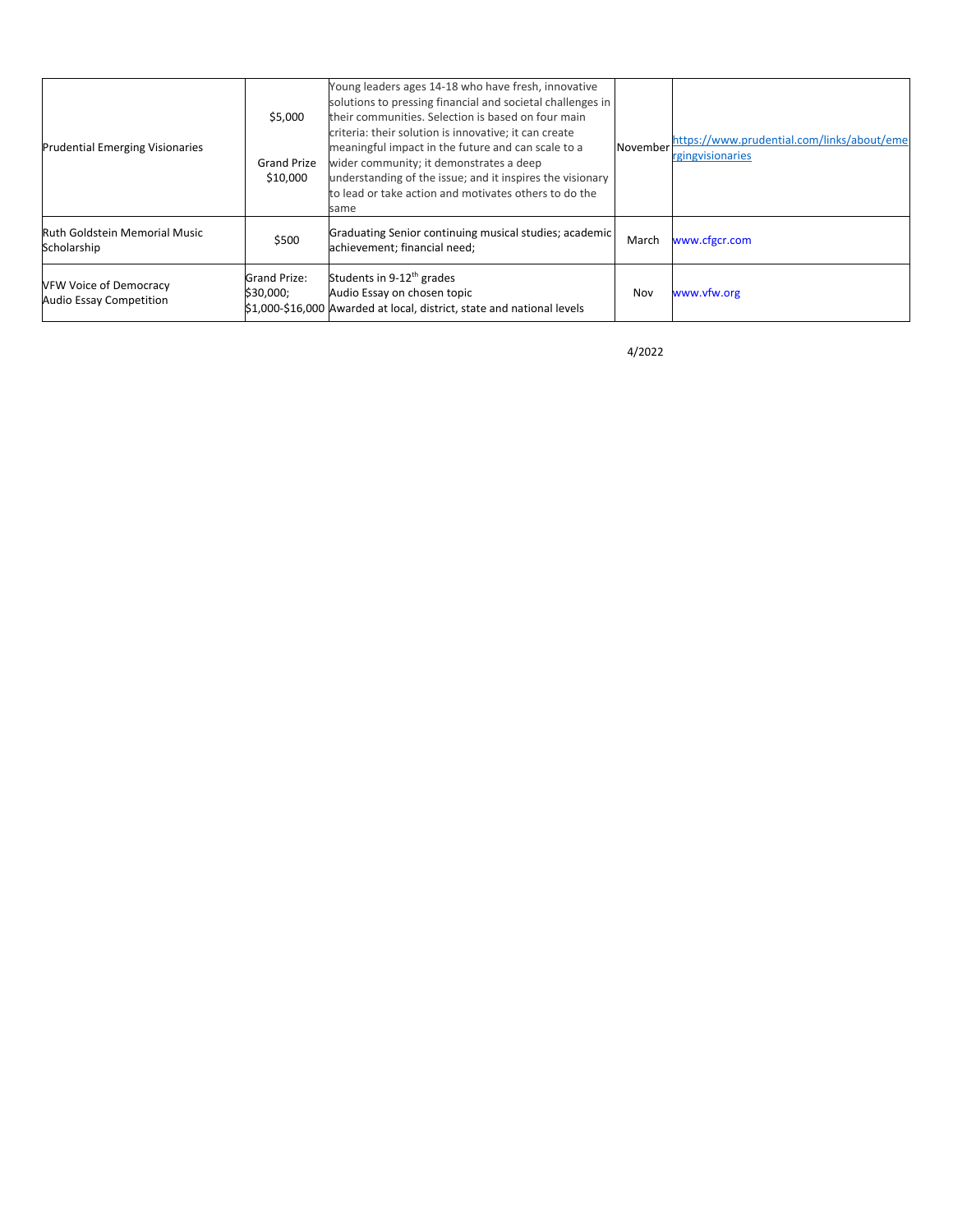| | | | | |
|---|---|---|---|---|
| Prudential Emerging Visionaries | $5,000<br><br>Grand Prize $10,000 | Young leaders ages 14-18 who have fresh, innovative solutions to pressing financial and societal challenges in their communities. Selection is based on four main criteria: their solution is innovative; it can create meaningful impact in the future and can scale to a wider community; it demonstrates a deep understanding of the issue; and it inspires the visionary to lead or take action and motivates others to do the same | November | https://www.prudential.com/links/about/emergingvisionaries |
| Ruth Goldstein Memorial Music Scholarship | $500 | Graduating Senior continuing musical studies; academic achievement; financial need; | March | www.cfgcr.com |
| VFW Voice of Democracy Audio Essay Competition | Grand Prize: $30,000; $1,000-$16,000 | Students in 9-12th grades<br>Audio Essay on chosen topic<br>Awarded at local, district, state and national levels | Nov | www.vfw.org |

4/2022